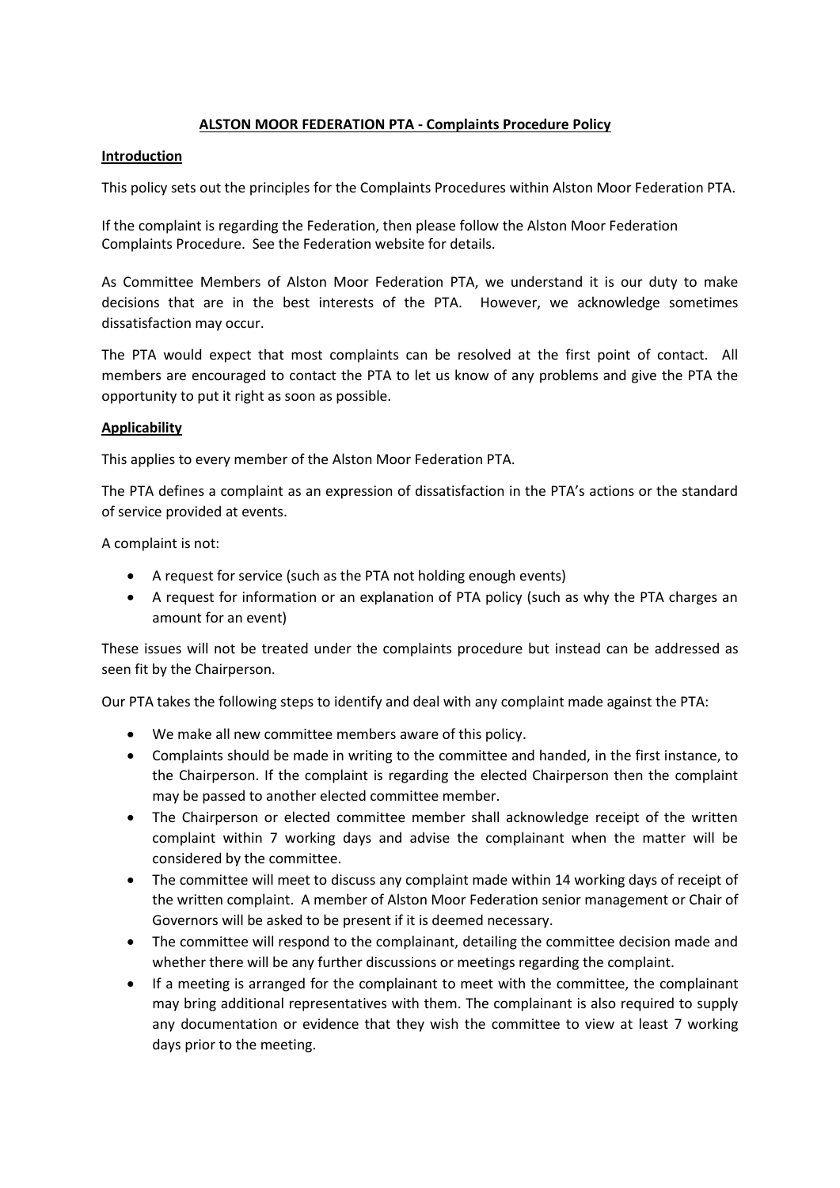# **ALSTON MOOR FEDERATION PTA - Complaints Procedure Policy**

## **Introduction**

This policy sets out the principles for the Complaints Procedures within Alston Moor Federation PTA.

If the complaint is regarding the Federation, then please follow the Alston Moor Federation Complaints Procedure. See the Federation website for details.

As Committee Members of Alston Moor Federation PTA, we understand it is our duty to make decisions that are in the best interests of the PTA. However, we acknowledge sometimes dissatisfaction may occur.

The PTA would expect that most complaints can be resolved at the first point of contact. All members are encouraged to contact the PTA to let us know of any problems and give the PTA the opportunity to put it right as soon as possible.

## **Applicability**

This applies to every member of the Alston Moor Federation PTA.

The PTA defines a complaint as an expression of dissatisfaction in the PTA's actions or the standard of service provided at events.

A complaint is not:

- A request for service (such as the PTA not holding enough events)
- A request for information or an explanation of PTA policy (such as why the PTA charges an amount for an event)

These issues will not be treated under the complaints procedure but instead can be addressed as seen fit by the Chairperson.

Our PTA takes the following steps to identify and deal with any complaint made against the PTA:

- We make all new committee members aware of this policy.
- Complaints should be made in writing to the committee and handed, in the first instance, to the Chairperson. If the complaint is regarding the elected Chairperson then the complaint may be passed to another elected committee member.
- The Chairperson or elected committee member shall acknowledge receipt of the written complaint within 7 working days and advise the complainant when the matter will be considered by the committee.
- The committee will meet to discuss any complaint made within 14 working days of receipt of the written complaint. A member of Alston Moor Federation senior management or Chair of Governors will be asked to be present if it is deemed necessary.
- The committee will respond to the complainant, detailing the committee decision made and whether there will be any further discussions or meetings regarding the complaint.
- If a meeting is arranged for the complainant to meet with the committee, the complainant may bring additional representatives with them. The complainant is also required to supply any documentation or evidence that they wish the committee to view at least 7 working days prior to the meeting.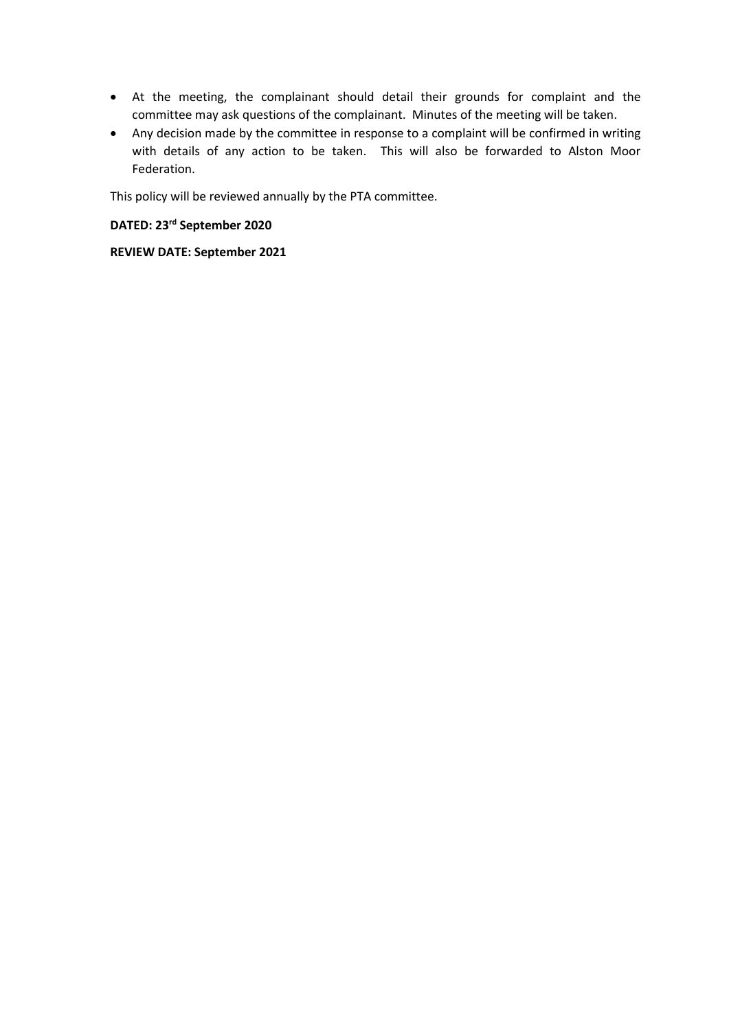- At the meeting, the complainant should detail their grounds for complaint and the committee may ask questions of the complainant. Minutes of the meeting will be taken.
- Any decision made by the committee in response to a complaint will be confirmed in writing with details of any action to be taken. This will also be forwarded to Alston Moor Federation.

This policy will be reviewed annually by the PTA committee.

**DATED: 23rd September 2020**

**REVIEW DATE: September 2021**